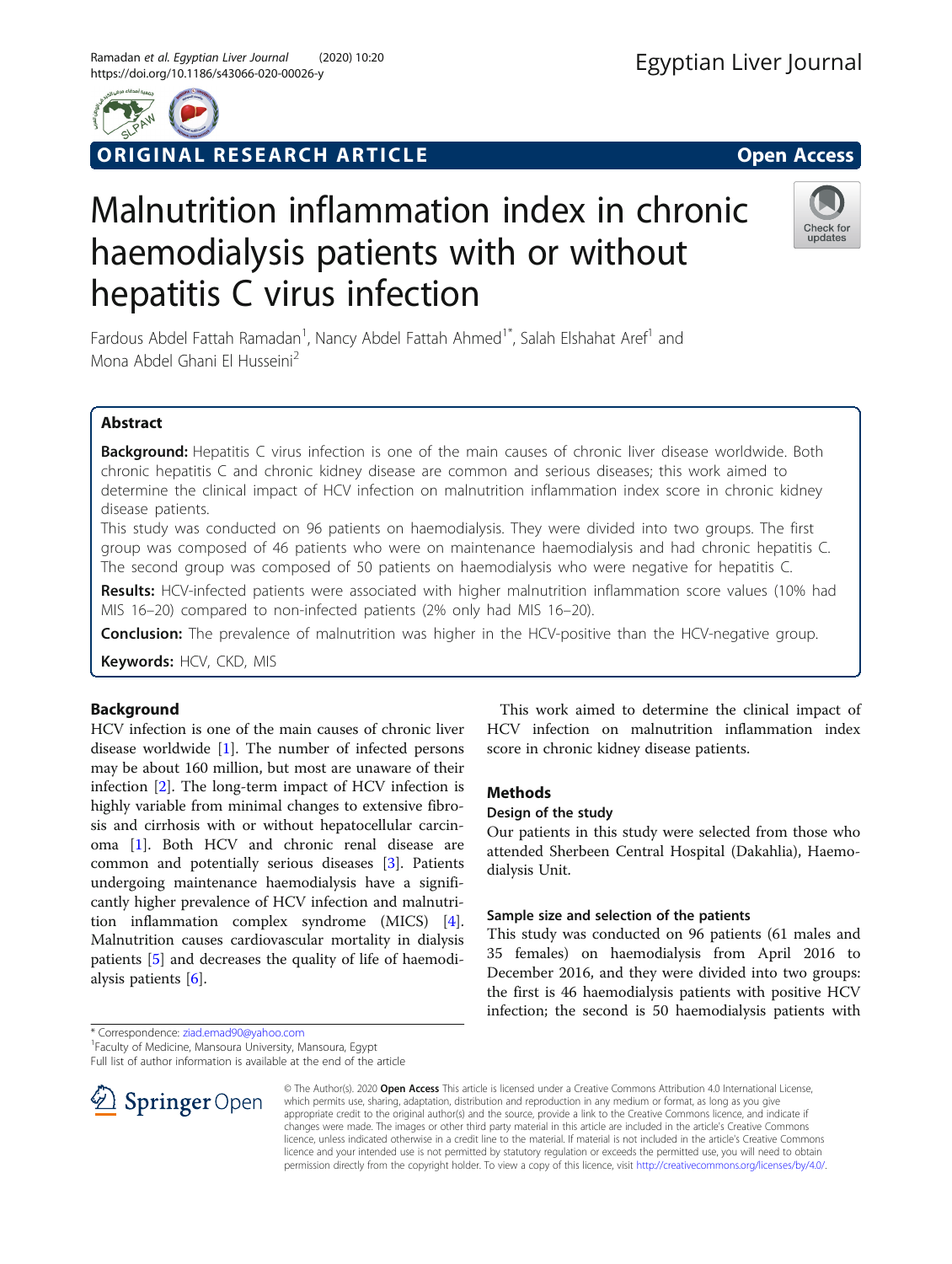ORIGINAL RESEARCH ARTICLE

Open Access

# Malnutrition inflammation index in chronic haemodialysis patients with or without hepatitis C virus infection

Fardous Abdel Fattah Ramadan[1], Nancy Abdel Fattah Ahmed[1*], Salah Elshahat Aref[1] and Mona Abdel Ghani El Husseini[2]

## Abstract

**Background:** Hepatitis C virus infection is one of the main causes of chronic liver disease worldwide. Both chronic hepatitis C and chronic kidney disease are common and serious diseases; this work aimed to determine the clinical impact of HCV infection on malnutrition inflammation index score in chronic kidney disease patients.

This study was conducted on 96 patients on haemodialysis. They were divided into two groups. The first group was composed of 46 patients who were on maintenance haemodialysis and had chronic hepatitis C. The second group was composed of 50 patients on haemodialysis who were negative for hepatitis C.

**Results:** HCV-infected patients were associated with higher malnutrition inflammation score values (10% had MIS 16–20) compared to non-infected patients (2% only had MIS 16–20).

**Conclusion:** The prevalence of malnutrition was higher in the HCV-positive than the HCV-negative group.

**Keywords:** HCV, CKD, MIS

## Background

HCV infection is one of the main causes of chronic liver disease worldwide [1]. The number of infected persons may be about 160 million, but most are unaware of their infection [2]. The long-term impact of HCV infection is highly variable from minimal changes to extensive fibrosis and cirrhosis with or without hepatocellular carcinoma [1]. Both HCV and chronic renal disease are common and potentially serious diseases [3]. Patients undergoing maintenance haemodialysis have a significantly higher prevalence of HCV infection and malnutrition inflammation complex syndrome (MICS) [4]. Malnutrition causes cardiovascular mortality in dialysis patients [5] and decreases the quality of life of haemodialysis patients [6].

This work aimed to determine the clinical impact of HCV infection on malnutrition inflammation index score in chronic kidney disease patients.

## Methods

### Design of the study

Our patients in this study were selected from those who attended Sherbeen Central Hospital (Dakahlia), Haemodialysis Unit.

### Sample size and selection of the patients

This study was conducted on 96 patients (61 males and 35 females) on haemodialysis from April 2016 to December 2016, and they were divided into two groups: the first is 46 haemodialysis patients with positive HCV infection; the second is 50 haemodialysis patients with

\* Correspondence: ziad.emad90@yahoo.com
[1]Faculty of Medicine, Mansoura University, Mansoura, Egypt
Full list of author information is available at the end of the article

© The Author(s). 2020 **Open Access** This article is licensed under a Creative Commons Attribution 4.0 International License, which permits use, sharing, adaptation, distribution and reproduction in any medium or format, as long as you give appropriate credit to the original author(s) and the source, provide a link to the Creative Commons licence, and indicate if changes were made. The images or other third party material in this article are included in the article's Creative Commons licence, unless indicated otherwise in a credit line to the material. If material is not included in the article's Creative Commons licence and your intended use is not permitted by statutory regulation or exceeds the permitted use, you will need to obtain permission directly from the copyright holder. To view a copy of this licence, visit http://creativecommons.org/licenses/by/4.0/.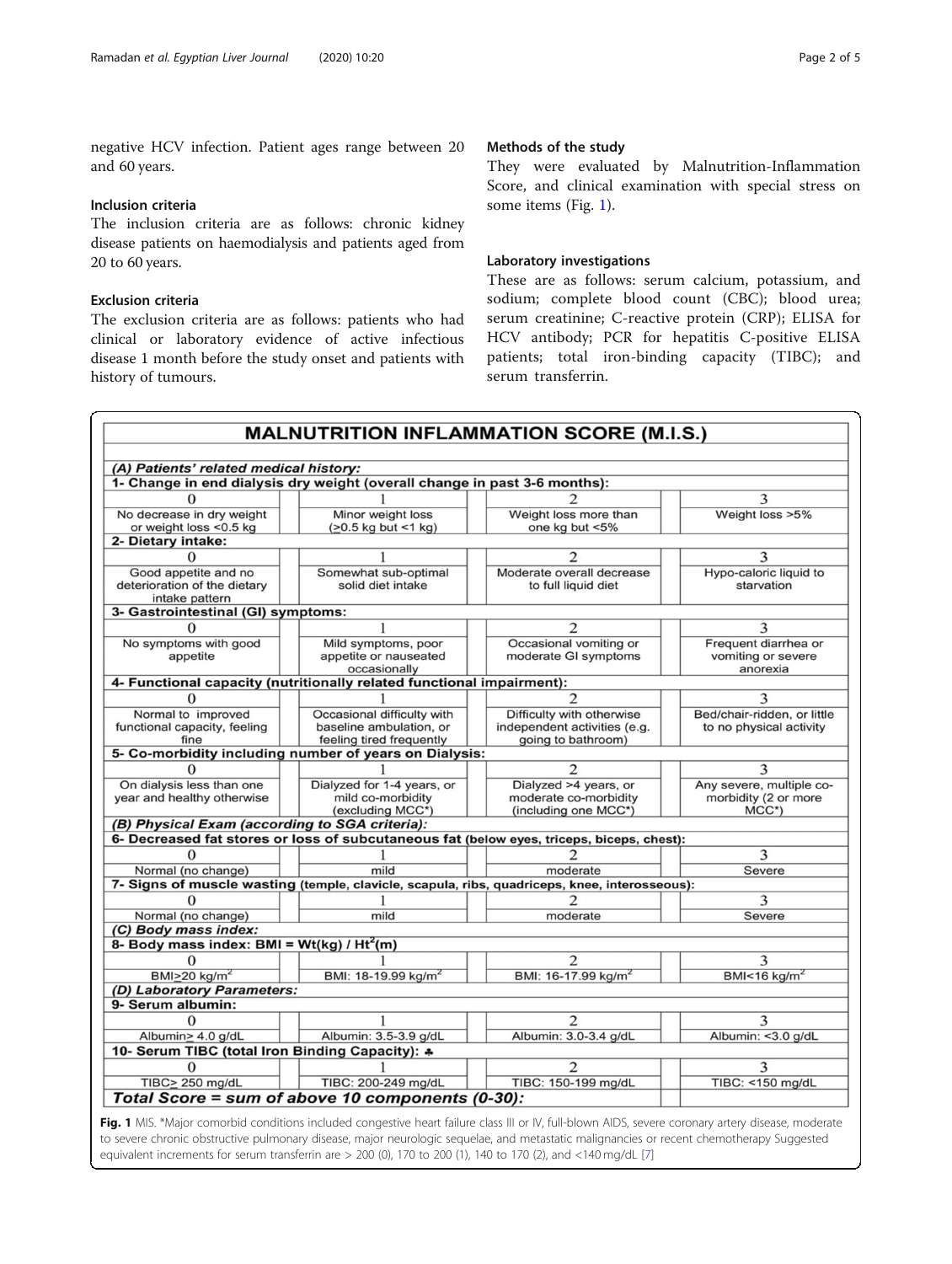negative HCV infection. Patient ages range between 20 and 60 years.

### Inclusion criteria

The inclusion criteria are as follows: chronic kidney disease patients on haemodialysis and patients aged from 20 to 60 years.

### Exclusion criteria

The exclusion criteria are as follows: patients who had clinical or laboratory evidence of active infectious disease 1 month before the study onset and patients with history of tumours.

### Methods of the study

They were evaluated by Malnutrition-Inflammation Score, and clinical examination with special stress on some items (Fig. 1).

### Laboratory investigations

These are as follows: serum calcium, potassium, and sodium; complete blood count (CBC); blood urea; serum creatinine; C-reactive protein (CRP); ELISA for HCV antibody; PCR for hepatitis C-positive ELISA patients; total iron-binding capacity (TIBC); and serum transferrin.

| MALNUTRITION INFLAMMATION SCORE (M.I.S.) | | | |
|---|---|---|---|
| ***(A) Patients' related medical history:*** | | | |
| **1- Change in end dialysis dry weight (overall change in past 3-6 months):** | | | |
| 0 | 1 | 2 | 3 |
| No decrease in dry weight or weight loss <0.5 kg | Minor weight loss (≥0.5 kg but <1 kg) | Weight loss more than one kg but <5% | Weight loss >5% |
| **2- Dietary intake:** | | | |
| 0 | 1 | 2 | 3 |
| Good appetite and no deterioration of the dietary intake pattern | Somewhat sub-optimal solid diet intake | Moderate overall decrease to full liquid diet | Hypo-caloric liquid to starvation |
| **3- Gastrointestinal (GI) symptoms:** | | | |
| 0 | 1 | 2 | 3 |
| No symptoms with good appetite | Mild symptoms, poor appetite or nauseated occasionally | Occasional vomiting or moderate GI symptoms | Frequent diarrhea or vomiting or severe anorexia |
| **4- Functional capacity (nutritionally related functional impairment):** | | | |
| 0 | 1 | 2 | 3 |
| Normal to improved functional capacity, feeling fine | Occasional difficulty with baseline ambulation, or feeling tired frequently | Difficulty with otherwise independent activities (e.g. going to bathroom) | Bed/chair-ridden, or little to no physical activity |
| **5- Co-morbidity including number of years on Dialysis:** | | | |
| 0 | 1 | 2 | 3 |
| On dialysis less than one year and healthy otherwise | Dialyzed for 1-4 years, or mild co-morbidity (excluding MCC*) | Dialyzed >4 years, or moderate co-morbidity (including one MCC*) | Any severe, multiple co-morbidity (2 or more MCC*) |
| ***(B) Physical Exam (according to SGA criteria):*** | | | |
| **6- Decreased fat stores or loss of subcutaneous fat (below eyes, triceps, biceps, chest):** | | | |
| 0 | 1 | 2 | 3 |
| Normal (no change) | mild | moderate | Severe |
| **7- Signs of muscle wasting (temple, clavicle, scapula, ribs, quadriceps, knee, interosseous):** | | | |
| 0 | 1 | 2 | 3 |
| Normal (no change) | mild | moderate | Severe |
| ***(C) Body mass index:*** | | | |
| **8- Body mass index: BMI = Wt(kg) / Ht²(m)** | | | |
| 0 | 1 | 2 | 3 |
| BMI≥20 kg/m² | BMI: 18-19.99 kg/m² | BMI: 16-17.99 kg/m² | BMI<16 kg/m² |
| ***(D) Laboratory Parameters:*** | | | |
| **9- Serum albumin:** | | | |
| 0 | 1 | 2 | 3 |
| Albumin≥ 4.0 g/dL | Albumin: 3.5-3.9 g/dL | Albumin: 3.0-3.4 g/dL | Albumin: <3.0 g/dL |
| **10- Serum TIBC (total Iron Binding Capacity): ♣** | | | |
| 0 | 1 | 2 | 3 |
| TIBC≥ 250 mg/dL | TIBC: 200-249 mg/dL | TIBC: 150-199 mg/dL | TIBC: <150 mg/dL |
| ***Total Score = sum of above 10 components (0-30):*** | | | |

**Fig. 1** MIS. *Major comorbid conditions included congestive heart failure class III or IV, full-blown AIDS, severe coronary artery disease, moderate to severe chronic obstructive pulmonary disease, major neurologic sequelae, and metastatic malignancies or recent chemotherapy Suggested equivalent increments for serum transferrin are > 200 (0), 170 to 200 (1), 140 to 170 (2), and <140 mg/dL [7]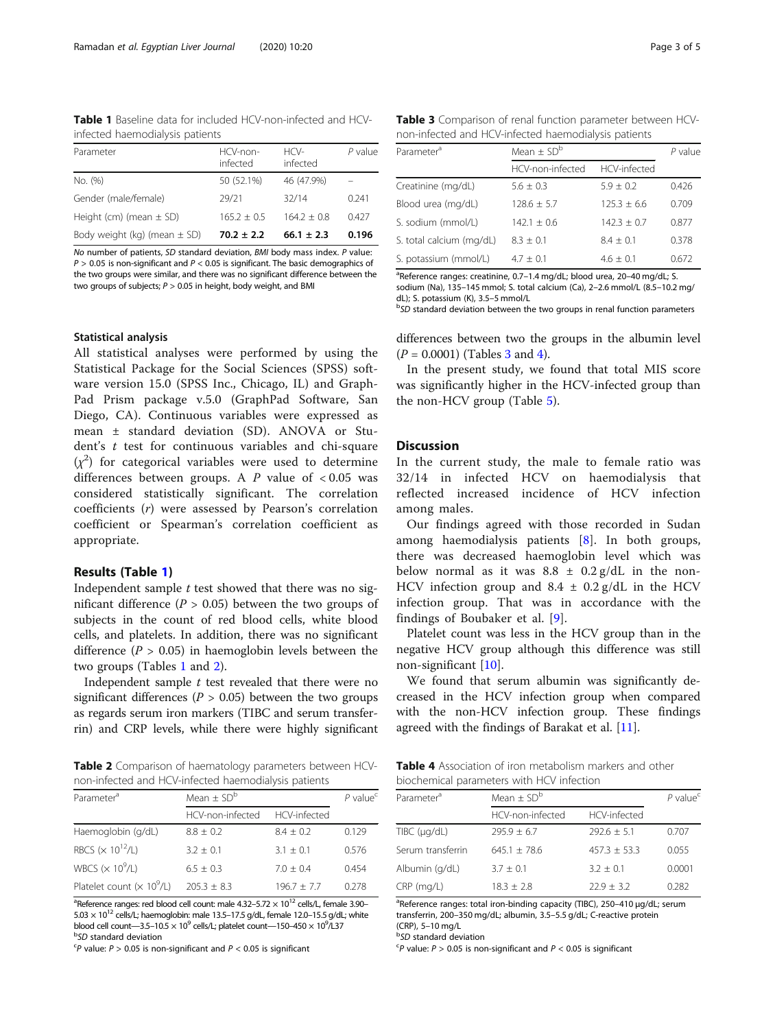**Table 1** Baseline data for included HCV-non-infected and HCV-infected haemodialysis patients

| Parameter | HCV-non-infected | HCV-infected | P value |
| --- | --- | --- | --- |
| No. (%) | 50 (52.1%) | 46 (47.9%) | – |
| Gender (male/female) | 29/21 | 32/14 | 0.241 |
| Height (cm) (mean ± SD) | 165.2 ± 0.5 | 164.2 ± 0.8 | 0.427 |
| Body weight (kg) (mean ± SD) | **70.2 ± 2.2** | **66.1 ± 2.3** | **0.196** |

*No* number of patients, *SD* standard deviation, *BMI* body mass index. *P* value: $P > 0.05$ is non-significant and $P < 0.05$ is significant. The basic demographics of the two groups were similar, and there was no significant difference between the two groups of subjects; $P > 0.05$ in height, body weight, and BMI

### Statistical analysis

All statistical analyses were performed by using the Statistical Package for the Social Sciences (SPSS) software version 15.0 (SPSS Inc., Chicago, IL) and GraphPad Prism package v.5.0 (GraphPad Software, San Diego, CA). Continuous variables were expressed as mean ± standard deviation (SD). ANOVA or Student's *t* test for continuous variables and chi-square ($\chi^2$) for categorical variables were used to determine differences between groups. A *P* value of < 0.05 was considered statistically significant. The correlation coefficients (*r*) were assessed by Pearson's correlation coefficient or Spearman's correlation coefficient as appropriate.

## Results (Table 1)

Independent sample *t* test showed that there was no significant difference ($P > 0.05$) between the two groups of subjects in the count of red blood cells, white blood cells, and platelets. In addition, there was no significant difference ($P > 0.05$) in haemoglobin levels between the two groups (Tables 1 and 2).

Independent sample *t* test revealed that there were no significant differences ($P > 0.05$) between the two groups as regards serum iron markers (TIBC and serum transferrin) and CRP levels, while there were highly significant differences between two the groups in the albumin level ($P = 0.0001$) (Tables 3 and 4).

In the present study, we found that total MIS score was significantly higher in the HCV-infected group than the non-HCV group (Table 5).

**Table 2** Comparison of haematology parameters between HCV-non-infected and HCV-infected haemodialysis patients

| Parameter[a] | Mean ± SD[b] | | P value[c] |
| --- | --- | --- | --- |
| | HCV-non-infected | HCV-infected | |
| Haemoglobin (g/dL) | 8.8 ± 0.2 | 8.4 ± 0.2 | 0.129 |
| RBCS ($\times 10^{12}$/L) | 3.2 ± 0.1 | 3.1 ± 0.1 | 0.576 |
| WBCS ($\times 10^{9}$/L) | 6.5 ± 0.3 | 7.0 ± 0.4 | 0.454 |
| Platelet count ($\times 10^{9}$/L) | 205.3 ± 8.3 | 196.7 ± 7.7 | 0.278 |

[a]Reference ranges: red blood cell count: male 4.32–5.72 × $10^{12}$ cells/L, female 3.90–5.03 × $10^{12}$ cells/L; haemoglobin: male 13.5–17.5 g/dL, female 12.0–15.5 g/dL; white blood cell count—3.5–10.5 × $10^{9}$ cells/L; platelet count—150–450 × $10^{9}$/L37
[b]*SD* standard deviation
[c]*P* value: $P > 0.05$ is non-significant and $P < 0.05$ is significant

**Table 3** Comparison of renal function parameter between HCV-non-infected and HCV-infected haemodialysis patients

| Parameter[a] | Mean ± SD[b] | | P value |
| --- | --- | --- | --- |
| | HCV-non-infected | HCV-infected | |
| Creatinine (mg/dL) | 5.6 ± 0.3 | 5.9 ± 0.2 | 0.426 |
| Blood urea (mg/dL) | 128.6 ± 5.7 | 125.3 ± 6.6 | 0.709 |
| S. sodium (mmol/L) | 142.1 ± 0.6 | 142.3 ± 0.7 | 0.877 |
| S. total calcium (mg/dL) | 8.3 ± 0.1 | 8.4 ± 0.1 | 0.378 |
| S. potassium (mmol/L) | 4.7 ± 0.1 | 4.6 ± 0.1 | 0.672 |

[a]Reference ranges: creatinine, 0.7–1.4 mg/dL; blood urea, 20–40 mg/dL; S. sodium (Na), 135–145 mmol; S. total calcium (Ca), 2–2.6 mmol/L (8.5–10.2 mg/dL); S. potassium (K), 3.5–5 mmol/L
[b]*SD* standard deviation between the two groups in renal function parameters

## Discussion

In the current study, the male to female ratio was 32/14 in infected HCV on haemodialysis that reflected increased incidence of HCV infection among males.

Our findings agreed with those recorded in Sudan among haemodialysis patients [8]. In both groups, there was decreased haemoglobin level which was below normal as it was 8.8 ± 0.2 g/dL in the non-HCV infection group and 8.4 ± 0.2 g/dL in the HCV infection group. That was in accordance with the findings of Boubaker et al. [9].

Platelet count was less in the HCV group than in the negative HCV group although this difference was still non-significant [10].

We found that serum albumin was significantly decreased in the HCV infection group when compared with the non-HCV infection group. These findings agreed with the findings of Barakat et al. [11].

**Table 4** Association of iron metabolism markers and other biochemical parameters with HCV infection

| Parameter[a] | Mean ± SD[b] | | P value[c] |
| --- | --- | --- | --- |
| | HCV-non-infected | HCV-infected | |
| TIBC (μg/dL) | 295.9 ± 6.7 | 292.6 ± 5.1 | 0.707 |
| Serum transferrin | 645.1 ± 78.6 | 457.3 ± 53.3 | 0.055 |
| Albumin (g/dL) | 3.7 ± 0.1 | 3.2 ± 0.1 | 0.0001 |
| CRP (mg/L) | 18.3 ± 2.8 | 22.9 ± 3.2 | 0.282 |

[a]Reference ranges: total iron-binding capacity (TIBC), 250–410 μg/dL; serum transferrin, 200–350 mg/dL; albumin, 3.5–5.5 g/dL; C-reactive protein (CRP), 5–10 mg/L
[b]*SD* standard deviation
[c]*P* value: $P > 0.05$ is non-significant and $P < 0.05$ is significant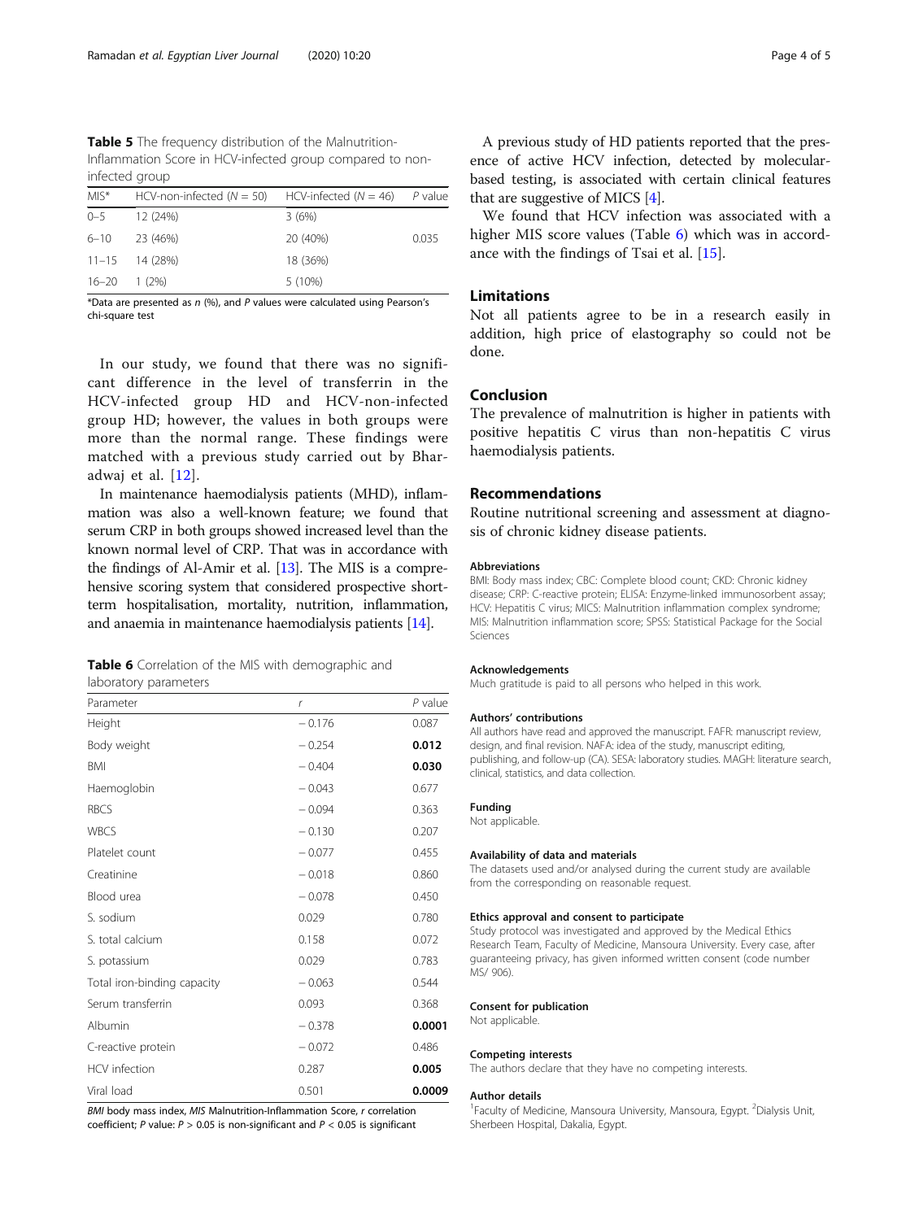**Table 5** The frequency distribution of the Malnutrition-Inflammation Score in HCV-infected group compared to non-infected group

| MIS* | HCV-non-infected ($N = 50$) | HCV-infected ($N = 46$) | *P* value |
|---|---|---|---|
| 0–5 | 12 (24%) | 3 (6%) | |
| 6–10 | 23 (46%) | 20 (40%) | 0.035 |
| 11–15 | 14 (28%) | 18 (36%) | |
| 16–20 | 1 (2%) | 5 (10%) | |

*Data are presented as *n* (%), and *P* values were calculated using Pearson's chi-square test

In our study, we found that there was no significant difference in the level of transferrin in the HCV-infected group HD and HCV-non-infected group HD; however, the values in both groups were more than the normal range. These findings were matched with a previous study carried out by Bharadwaj et al. [12].

In maintenance haemodialysis patients (MHD), inflammation was also a well-known feature; we found that serum CRP in both groups showed increased level than the known normal level of CRP. That was in accordance with the findings of Al-Amir et al. [13]. The MIS is a comprehensive scoring system that considered prospective short-term hospitalisation, mortality, nutrition, inflammation, and anaemia in maintenance haemodialysis patients [14].

**Table 6** Correlation of the MIS with demographic and laboratory parameters

| Parameter | *r* | *P* value |
|---|---|---|
| Height | − 0.176 | 0.087 |
| Body weight | − 0.254 | **0.012** |
| BMI | − 0.404 | **0.030** |
| Haemoglobin | − 0.043 | 0.677 |
| RBCS | − 0.094 | 0.363 |
| WBCS | − 0.130 | 0.207 |
| Platelet count | − 0.077 | 0.455 |
| Creatinine | − 0.018 | 0.860 |
| Blood urea | − 0.078 | 0.450 |
| S. sodium | 0.029 | 0.780 |
| S. total calcium | 0.158 | 0.072 |
| S. potassium | 0.029 | 0.783 |
| Total iron-binding capacity | − 0.063 | 0.544 |
| Serum transferrin | 0.093 | 0.368 |
| Albumin | − 0.378 | **0.0001** |
| C-reactive protein | − 0.072 | 0.486 |
| HCV infection | 0.287 | **0.005** |
| Viral load | 0.501 | **0.0009** |

*BMI* body mass index, *MIS* Malnutrition-Inflammation Score, *r* correlation coefficient; *P* value: $P > 0.05$ is non-significant and $P < 0.05$ is significant

A previous study of HD patients reported that the presence of active HCV infection, detected by molecular-based testing, is associated with certain clinical features that are suggestive of MICS [4].

We found that HCV infection was associated with a higher MIS score values (Table 6) which was in accordance with the findings of Tsai et al. [15].

## Limitations

Not all patients agree to be in a research easily in addition, high price of elastography so could not be done.

## Conclusion

The prevalence of malnutrition is higher in patients with positive hepatitis C virus than non-hepatitis C virus haemodialysis patients.

## Recommendations

Routine nutritional screening and assessment at diagnosis of chronic kidney disease patients.

### Abbreviations

BMI: Body mass index; CBC: Complete blood count; CKD: Chronic kidney disease; CRP: C-reactive protein; ELISA: Enzyme-linked immunosorbent assay; HCV: Hepatitis C virus; MICS: Malnutrition inflammation complex syndrome; MIS: Malnutrition inflammation score; SPSS: Statistical Package for the Social Sciences

### Acknowledgements

Much gratitude is paid to all persons who helped in this work.

### Authors' contributions

All authors have read and approved the manuscript. FAFR: manuscript review, design, and final revision. NAFA: idea of the study, manuscript editing, publishing, and follow-up (CA). SESA: laboratory studies. MAGH: literature search, clinical, statistics, and data collection.

### Funding

Not applicable.

### Availability of data and materials

The datasets used and/or analysed during the current study are available from the corresponding on reasonable request.

### Ethics approval and consent to participate

Study protocol was investigated and approved by the Medical Ethics Research Team, Faculty of Medicine, Mansoura University. Every case, after guaranteeing privacy, has given informed written consent (code number MS/ 906).

### Consent for publication

Not applicable.

### Competing interests

The authors declare that they have no competing interests.

### Author details

[1]Faculty of Medicine, Mansoura University, Mansoura, Egypt. [2]Dialysis Unit, Sherbeen Hospital, Dakalia, Egypt.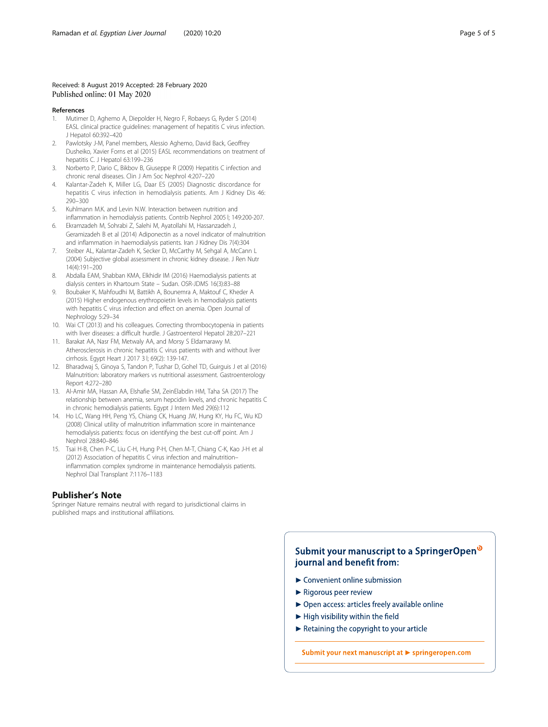Received: 8 August 2019 Accepted: 28 February 2020
Published online: 01 May 2020

### References

1. Mutimer D, Aghemo A, Diepolder H, Negro F, Robaeys G, Ryder S (2014) EASL clinical practice guidelines: management of hepatitis C virus infection. J Hepatol 60:392–420
2. Pawlotsky J-M, Panel members, Alessio Aghemo, David Back, Geoffrey Dusheiko, Xavier Forns et al (2015) EASL recommendations on treatment of hepatitis C. J Hepatol 63:199–236
3. Norberto P, Dario C, Bikbov B, Giuseppe R (2009) Hepatitis C infection and chronic renal diseases. Clin J Am Soc Nephrol 4:207–220
4. Kalantar-Zadeh K, Miller LG, Daar ES (2005) Diagnostic discordance for hepatitis C virus infection in hemodialysis patients. Am J Kidney Dis 46: 290–300
5. Kuhlmann M.K. and Levin N.W. Interaction between nutrition and inflammation in hemodialysis patients. Contrib Nephrol 2005 l; 149:200-207.
6. Ekramzadeh M, Sohrabi Z, Salehi M, Ayatollahi M, Hassanzadeh J, Geramizadeh B et al (2014) Adiponectin as a novel indicator of malnutrition and inflammation in haemodialysis patients. Iran J Kidney Dis 7(4):304
7. Steiber AL, Kalantar-Zadeh K, Secker D, McCarthy M, Sehgal A, McCann L (2004) Subjective global assessment in chronic kidney disease. J Ren Nutr 14(4):191–200
8. Abdalla EAM, Shabban KMA, Elkhidir IM (2016) Haemodialysis patients at dialysis centers in Khartoum State – Sudan. OSR-JDMS 16(3):83–88
9. Boubaker K, Mahfoudhi M, Battikh A, Bounemra A, Maktouf C, Kheder A (2015) Higher endogenous erythropoietin levels in hemodialysis patients with hepatitis C virus infection and effect on anemia. Open Journal of Nephrology 5:29–34
10. Wai CT (2013) and his colleagues. Correcting thrombocytopenia in patients with liver diseases: a difficult hurdle. J Gastroenterol Hepatol 28:207–221
11. Barakat AA, Nasr FM, Metwaly AA, and Morsy S Eldamarawy M. Atherosclerosis in chronic hepatitis C virus patients with and without liver cirrhosis. Egypt Heart J 2017 3 l; 69(2): 139-147.
12. Bharadwaj S, Ginoya S, Tandon P, Tushar D, Gohel TD, Guirguis J et al (2016) Malnutrition: laboratory markers vs nutritional assessment. Gastroenterology Report 4:272–280
13. Al-Amir MA, Hassan AA, Elshafie SM, ZeinElabdin HM, Taha SA (2017) The relationship between anemia, serum hepcidin levels, and chronic hepatitis C in chronic hemodialysis patients. Egypt J Intern Med 29(6):112
14. Ho LC, Wang HH, Peng YS, Chiang CK, Huang JW, Hung KY, Hu FC, Wu KD (2008) Clinical utility of malnutrition inflammation score in maintenance hemodialysis patients: focus on identifying the best cut-off point. Am J Nephrol 28:840–846
15. Tsai H-B, Chen P-C, Liu C-H, Hung P-H, Chen M-T, Chiang C-K, Kao J-H et al (2012) Association of hepatitis C virus infection and malnutrition–inflammation complex syndrome in maintenance hemodialysis patients. Nephrol Dial Transplant 7:1176–1183

## Publisher's Note

Springer Nature remains neutral with regard to jurisdictional claims in published maps and institutional affiliations.

**Submit your manuscript to a SpringerOpen journal and benefit from:**

- ► Convenient online submission
- ► Rigorous peer review
- ► Open access: articles freely available online
- ► High visibility within the field
- ► Retaining the copyright to your article

Submit your next manuscript at ► springeropen.com